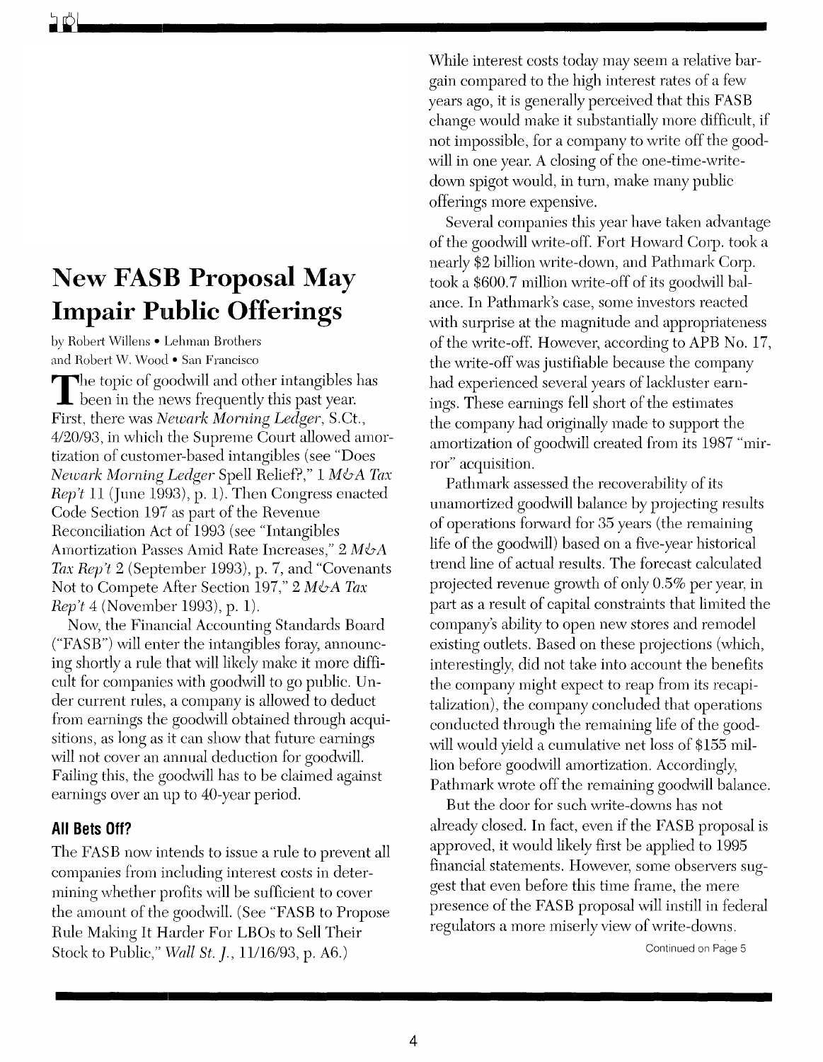# New FASB Proposal May Impair Public Offerings

by Robert Willens • Lehman Brothers
and Robert W. Wood • San Francisco

The topic of goodwill and other intangibles has been in the news frequently this past year. First, there was *Newark Morning Ledger*, S.Ct., 4/20/93, in which the Supreme Court allowed amortization of customer-based intangibles (see "Does *Newark Morning Ledger* Spell Relief?," 1 *M&A Tax Rep't* 11 (June 1993), p. 1). Then Congress enacted Code Section 197 as part of the Revenue Reconciliation Act of 1993 (see "Intangibles Amortization Passes Amid Rate Increases," 2 *M&A Tax Rep't* 2 (September 1993), p. 7, and "Covenants Not to Compete After Section 197," 2 *M&A Tax Rep't* 4 (November 1993), p. 1).

Now, the Financial Accounting Standards Board ("FASB") will enter the intangibles foray, announcing shortly a rule that will likely make it more difficult for companies with goodwill to go public. Under current rules, a company is allowed to deduct from earnings the goodwill obtained through acquisitions, as long as it can show that future earnings will not cover an annual deduction for goodwill. Failing this, the goodwill has to be claimed against earnings over an up to 40-year period.

## All Bets Off?

The FASB now intends to issue a rule to prevent all companies from including interest costs in determining whether profits will be sufficient to cover the amount of the goodwill. (See "FASB to Propose Rule Making It Harder For LBOs to Sell Their Stock to Public," *Wall St. J.*, 11/16/93, p. A6.)

While interest costs today may seem a relative bargain compared to the high interest rates of a few years ago, it is generally perceived that this FASB change would make it substantially more difficult, if not impossible, for a company to write off the goodwill in one year. A closing of the one-time-write-down spigot would, in turn, make many public offerings more expensive.

Several companies this year have taken advantage of the goodwill write-off. Fort Howard Corp. took a nearly $2 billion write-down, and Pathmark Corp. took a $600.7 million write-off of its goodwill balance. In Pathmark's case, some investors reacted with surprise at the magnitude and appropriateness of the write-off. However, according to APB No. 17, the write-off was justifiable because the company had experienced several years of lackluster earnings. These earnings fell short of the estimates the company had originally made to support the amortization of goodwill created from its 1987 "mirror" acquisition.

Pathmark assessed the recoverability of its unamortized goodwill balance by projecting results of operations forward for 35 years (the remaining life of the goodwill) based on a five-year historical trend line of actual results. The forecast calculated projected revenue growth of only 0.5% per year, in part as a result of capital constraints that limited the company's ability to open new stores and remodel existing outlets. Based on these projections (which, interestingly, did not take into account the benefits the company might expect to reap from its recapitalization), the company concluded that operations conducted through the remaining life of the goodwill would yield a cumulative net loss of $155 million before goodwill amortization. Accordingly, Pathmark wrote off the remaining goodwill balance.

But the door for such write-downs has not already closed. In fact, even if the FASB proposal is approved, it would likely first be applied to 1995 financial statements. However, some observers suggest that even before this time frame, the mere presence of the FASB proposal will instill in federal regulators a more miserly view of write-downs.

Continued on Page 5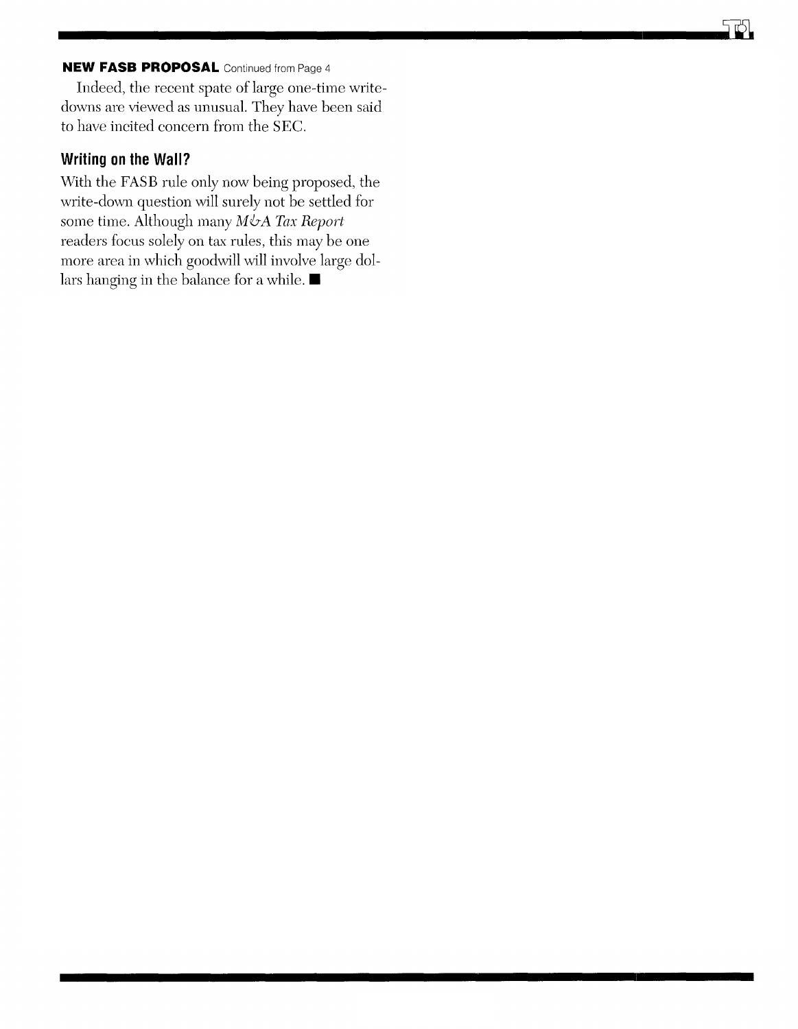**NEW FASB PROPOSAL** Continued from Page 4

Indeed, the recent spate of large one-time write-downs are viewed as unusual. They have been said to have incited concern from the SEC.

## Writing on the Wall?

With the FASB rule only now being proposed, the write-down question will surely not be settled for some time. Although many *M&A Tax Report* readers focus solely on tax rules, this may be one more area in which goodwill will involve large dollars hanging in the balance for a while. ■